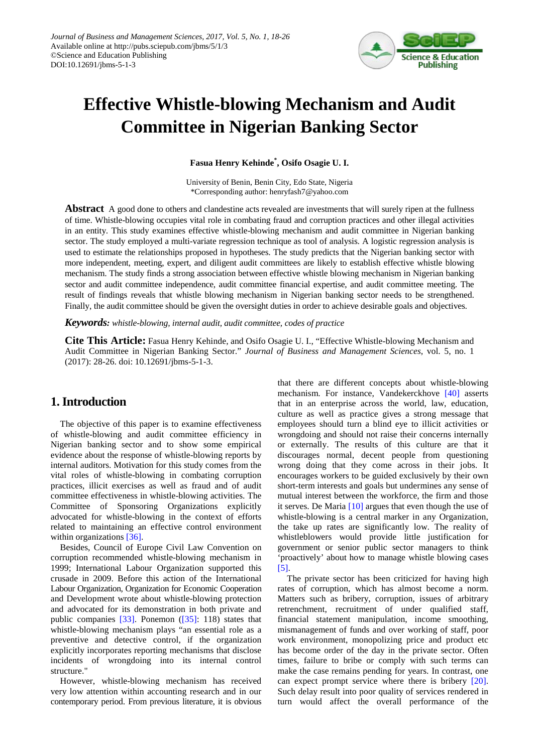# Effective Whistle-blowing Mechanism and Audit Committee in Nigerian Banking Sector

**Fasua Henry Kehinde***, **Osifo Osagie U. I.**

University of Benin, Benin City, Edo State, Nigeria
*Corresponding author: henryfash7@yahoo.com

**Abstract** A good done to others and clandestine acts revealed are investments that will surely ripen at the fullness of time. Whistle-blowing occupies vital role in combating fraud and corruption practices and other illegal activities in an entity. This study examines effective whistle-blowing mechanism and audit committee in Nigerian banking sector. The study employed a multi-variate regression technique as tool of analysis. A logistic regression analysis is used to estimate the relationships proposed in hypotheses. The study predicts that the Nigerian banking sector with more independent, meeting, expert, and diligent audit committees are likely to establish effective whistle blowing mechanism. The study finds a strong association between effective whistle blowing mechanism in Nigerian banking sector and audit committee independence, audit committee financial expertise, and audit committee meeting. The result of findings reveals that whistle blowing mechanism in Nigerian banking sector needs to be strengthened. Finally, the audit committee should be given the oversight duties in order to achieve desirable goals and objectives.

***Keywords:*** *whistle-blowing, internal audit, audit committee, codes of practice*

**Cite This Article:** Fasua Henry Kehinde, and Osifo Osagie U. I., "Effective Whistle-blowing Mechanism and Audit Committee in Nigerian Banking Sector." *Journal of Business and Management Sciences*, vol. 5, no. 1 (2017): 28-26. doi: 10.12691/jbms-5-1-3.

## 1. Introduction

The objective of this paper is to examine effectiveness of whistle-blowing and audit committee efficiency in Nigerian banking sector and to show some empirical evidence about the response of whistle-blowing reports by internal auditors. Motivation for this study comes from the vital roles of whistle-blowing in combating corruption practices, illicit exercises as well as fraud and of audit committee effectiveness in whistle-blowing activities. The Committee of Sponsoring Organizations explicitly advocated for whistle-blowing in the context of efforts related to maintaining an effective control environment within organizations [36].

Besides, Council of Europe Civil Law Convention on corruption recommended whistle-blowing mechanism in 1999; International Labour Organization supported this crusade in 2009. Before this action of the International Labour Organization, Organization for Economic Cooperation and Development wrote about whistle-blowing protection and advocated for its demonstration in both private and public companies [33]. Ponemon ([35]: 118) states that whistle-blowing mechanism plays "an essential role as a preventive and detective control, if the organization explicitly incorporates reporting mechanisms that disclose incidents of wrongdoing into its internal control structure."

However, whistle-blowing mechanism has received very low attention within accounting research and in our contemporary period. From previous literature, it is obvious that there are different concepts about whistle-blowing mechanism. For instance, Vandekerckhove [40] asserts that in an enterprise across the world, law, education, culture as well as practice gives a strong message that employees should turn a blind eye to illicit activities or wrongdoing and should not raise their concerns internally or externally. The results of this culture are that it discourages normal, decent people from questioning wrong doing that they come across in their jobs. It encourages workers to be guided exclusively by their own short-term interests and goals but undermines any sense of mutual interest between the workforce, the firm and those it serves. De Maria [10] argues that even though the use of whistle-blowing is a central marker in any Organization, the take up rates are significantly low. The reality of whistleblowers would provide little justification for government or senior public sector managers to think 'proactively' about how to manage whistle blowing cases [5].

The private sector has been criticized for having high rates of corruption, which has almost become a norm. Matters such as bribery, corruption, issues of arbitrary retrenchment, recruitment of under qualified staff, financial statement manipulation, income smoothing, mismanagement of funds and over working of staff, poor work environment, monopolizing price and product etc has become order of the day in the private sector. Often times, failure to bribe or comply with such terms can make the case remains pending for years. In contrast, one can expect prompt service where there is bribery [20]. Such delay result into poor quality of services rendered in turn would affect the overall performance of the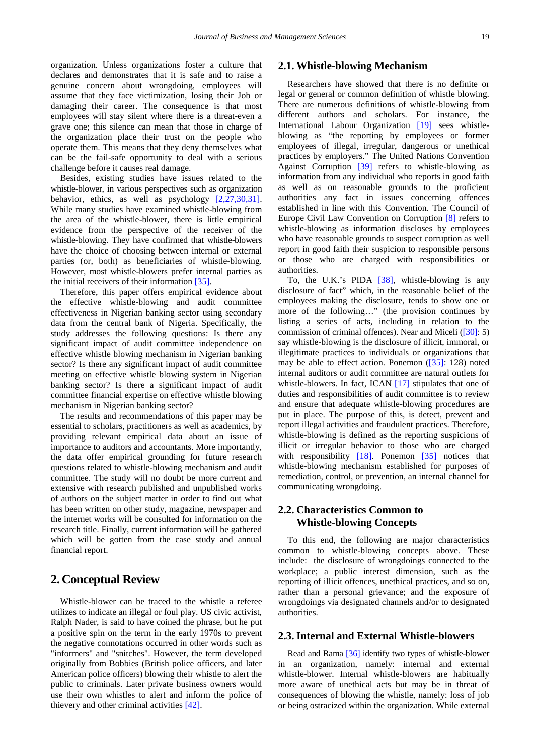organization. Unless organizations foster a culture that declares and demonstrates that it is safe and to raise a genuine concern about wrongdoing, employees will assume that they face victimization, losing their Job or damaging their career. The consequence is that most employees will stay silent where there is a threat-even a grave one; this silence can mean that those in charge of the organization place their trust on the people who operate them. This means that they deny themselves what can be the fail-safe opportunity to deal with a serious challenge before it causes real damage.

Besides, existing studies have issues related to the whistle-blower, in various perspectives such as organization behavior, ethics, as well as psychology [2,27,30,31]. While many studies have examined whistle-blowing from the area of the whistle-blower, there is little empirical evidence from the perspective of the receiver of the whistle-blowing. They have confirmed that whistle-blowers have the choice of choosing between internal or external parties (or, both) as beneficiaries of whistle-blowing. However, most whistle-blowers prefer internal parties as the initial receivers of their information [35].

Therefore, this paper offers empirical evidence about the effective whistle-blowing and audit committee effectiveness in Nigerian banking sector using secondary data from the central bank of Nigeria. Specifically, the study addresses the following questions: Is there any significant impact of audit committee independence on effective whistle blowing mechanism in Nigerian banking sector? Is there any significant impact of audit committee meeting on effective whistle blowing system in Nigerian banking sector? Is there a significant impact of audit committee financial expertise on effective whistle blowing mechanism in Nigerian banking sector?

The results and recommendations of this paper may be essential to scholars, practitioners as well as academics, by providing relevant empirical data about an issue of importance to auditors and accountants. More importantly, the data offer empirical grounding for future research questions related to whistle-blowing mechanism and audit committee. The study will no doubt be more current and extensive with research published and unpublished works of authors on the subject matter in order to find out what has been written on other study, magazine, newspaper and the internet works will be consulted for information on the research title. Finally, current information will be gathered which will be gotten from the case study and annual financial report.

# 2. Conceptual Review

Whistle-blower can be traced to the whistle a referee utilizes to indicate an illegal or foul play. US civic activist, Ralph Nader, is said to have coined the phrase, but he put a positive spin on the term in the early 1970s to prevent the negative connotations occurred in other words such as "informers" and "snitches". However, the term developed originally from Bobbies (British police officers, and later American police officers) blowing their whistle to alert the public to criminals. Later private business owners would use their own whistles to alert and inform the police of thievery and other criminal activities [42].

## 2.1. Whistle-blowing Mechanism

Researchers have showed that there is no definite or legal or general or common definition of whistle blowing. There are numerous definitions of whistle-blowing from different authors and scholars. For instance, the International Labour Organization [19] sees whistle-blowing as "the reporting by employees or former employees of illegal, irregular, dangerous or unethical practices by employers." The United Nations Convention Against Corruption [39] refers to whistle-blowing as information from any individual who reports in good faith as well as on reasonable grounds to the proficient authorities any fact in issues concerning offences established in line with this Convention. The Council of Europe Civil Law Convention on Corruption [8] refers to whistle-blowing as information discloses by employees who have reasonable grounds to suspect corruption as well report in good faith their suspicion to responsible persons or those who are charged with responsibilities or authorities.

To, the U.K.'s PIDA [38], whistle-blowing is any disclosure of fact" which, in the reasonable belief of the employees making the disclosure, tends to show one or more of the following…" (the provision continues by listing a series of acts, including in relation to the commission of criminal offences). Near and Miceli ([30]: 5) say whistle-blowing is the disclosure of illicit, immoral, or illegitimate practices to individuals or organizations that may be able to effect action. Ponemon ([35]: 128) noted internal auditors or audit committee are natural outlets for whistle-blowers. In fact, ICAN [17] stipulates that one of duties and responsibilities of audit committee is to review and ensure that adequate whistle-blowing procedures are put in place. The purpose of this, is detect, prevent and report illegal activities and fraudulent practices. Therefore, whistle-blowing is defined as the reporting suspicions of illicit or irregular behavior to those who are charged with responsibility [18]. Ponemon [35] notices that whistle-blowing mechanism established for purposes of remediation, control, or prevention, an internal channel for communicating wrongdoing.

## 2.2. Characteristics Common to Whistle-blowing Concepts

To this end, the following are major characteristics common to whistle-blowing concepts above. These include: the disclosure of wrongdoings connected to the workplace; a public interest dimension, such as the reporting of illicit offences, unethical practices, and so on, rather than a personal grievance; and the exposure of wrongdoings via designated channels and/or to designated authorities.

## 2.3. Internal and External Whistle-blowers

Read and Rama [36] identify two types of whistle-blower in an organization, namely: internal and external whistle-blower. Internal whistle-blowers are habitually more aware of unethical acts but may be in threat of consequences of blowing the whistle, namely: loss of job or being ostracized within the organization. While external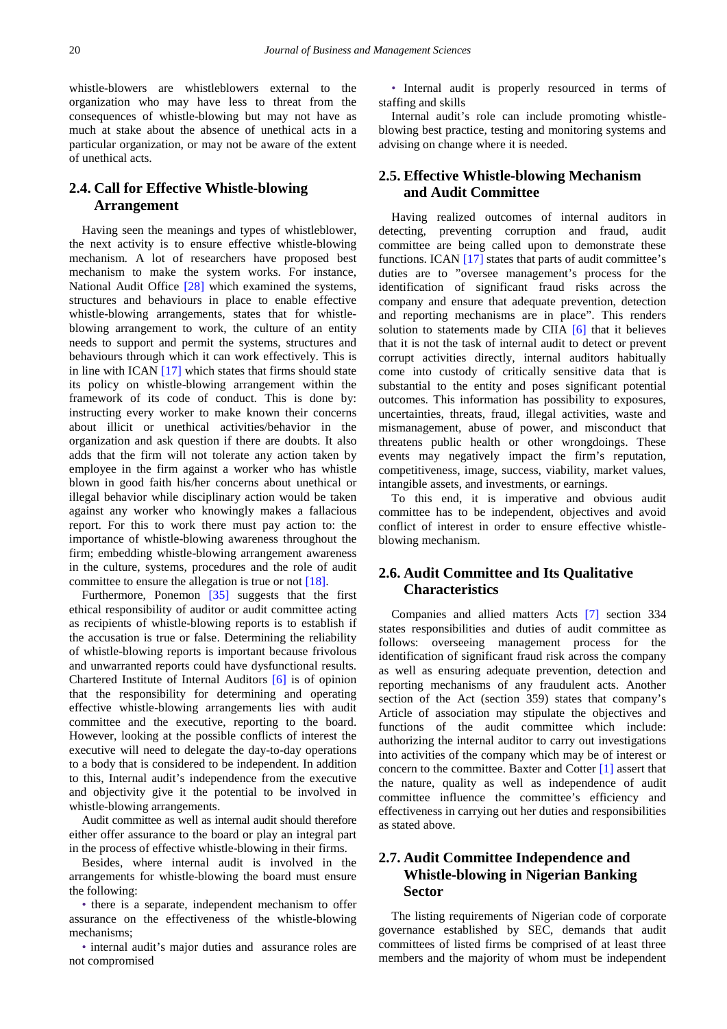whistle-blowers are whistleblowers external to the organization who may have less to threat from the consequences of whistle-blowing but may not have as much at stake about the absence of unethical acts in a particular organization, or may not be aware of the extent of unethical acts.

## 2.4. Call for Effective Whistle-blowing Arrangement

Having seen the meanings and types of whistleblower, the next activity is to ensure effective whistle-blowing mechanism. A lot of researchers have proposed best mechanism to make the system works. For instance, National Audit Office [28] which examined the systems, structures and behaviours in place to enable effective whistle-blowing arrangements, states that for whistle-blowing arrangement to work, the culture of an entity needs to support and permit the systems, structures and behaviours through which it can work effectively. This is in line with ICAN [17] which states that firms should state its policy on whistle-blowing arrangement within the framework of its code of conduct. This is done by: instructing every worker to make known their concerns about illicit or unethical activities/behavior in the organization and ask question if there are doubts. It also adds that the firm will not tolerate any action taken by employee in the firm against a worker who has whistle blown in good faith his/her concerns about unethical or illegal behavior while disciplinary action would be taken against any worker who knowingly makes a fallacious report. For this to work there must pay action to: the importance of whistle-blowing awareness throughout the firm; embedding whistle-blowing arrangement awareness in the culture, systems, procedures and the role of audit committee to ensure the allegation is true or not [18].

Furthermore, Ponemon [35] suggests that the first ethical responsibility of auditor or audit committee acting as recipients of whistle-blowing reports is to establish if the accusation is true or false. Determining the reliability of whistle-blowing reports is important because frivolous and unwarranted reports could have dysfunctional results. Chartered Institute of Internal Auditors [6] is of opinion that the responsibility for determining and operating effective whistle-blowing arrangements lies with audit committee and the executive, reporting to the board. However, looking at the possible conflicts of interest the executive will need to delegate the day-to-day operations to a body that is considered to be independent. In addition to this, Internal audit's independence from the executive and objectivity give it the potential to be involved in whistle-blowing arrangements.

Audit committee as well as internal audit should therefore either offer assurance to the board or play an integral part in the process of effective whistle-blowing in their firms.

Besides, where internal audit is involved in the arrangements for whistle-blowing the board must ensure the following:

- there is a separate, independent mechanism to offer assurance on the effectiveness of the whistle-blowing mechanisms;
- internal audit's major duties and assurance roles are not compromised
- Internal audit is properly resourced in terms of staffing and skills

Internal audit's role can include promoting whistle-blowing best practice, testing and monitoring systems and advising on change where it is needed.

## 2.5. Effective Whistle-blowing Mechanism and Audit Committee

Having realized outcomes of internal auditors in detecting, preventing corruption and fraud, audit committee are being called upon to demonstrate these functions. ICAN [17] states that parts of audit committee's duties are to "oversee management's process for the identification of significant fraud risks across the company and ensure that adequate prevention, detection and reporting mechanisms are in place". This renders solution to statements made by CIIA [6] that it believes that it is not the task of internal audit to detect or prevent corrupt activities directly, internal auditors habitually come into custody of critically sensitive data that is substantial to the entity and poses significant potential outcomes. This information has possibility to exposures, uncertainties, threats, fraud, illegal activities, waste and mismanagement, abuse of power, and misconduct that threatens public health or other wrongdoings. These events may negatively impact the firm's reputation, competitiveness, image, success, viability, market values, intangible assets, and investments, or earnings.

To this end, it is imperative and obvious audit committee has to be independent, objectives and avoid conflict of interest in order to ensure effective whistle-blowing mechanism.

## 2.6. Audit Committee and Its Qualitative Characteristics

Companies and allied matters Acts [7] section 334 states responsibilities and duties of audit committee as follows: overseeing management process for the identification of significant fraud risk across the company as well as ensuring adequate prevention, detection and reporting mechanisms of any fraudulent acts. Another section of the Act (section 359) states that company's Article of association may stipulate the objectives and functions of the audit committee which include: authorizing the internal auditor to carry out investigations into activities of the company which may be of interest or concern to the committee. Baxter and Cotter [1] assert that the nature, quality as well as independence of audit committee influence the committee's efficiency and effectiveness in carrying out her duties and responsibilities as stated above.

## 2.7. Audit Committee Independence and Whistle-blowing in Nigerian Banking Sector

The listing requirements of Nigerian code of corporate governance established by SEC, demands that audit committees of listed firms be comprised of at least three members and the majority of whom must be independent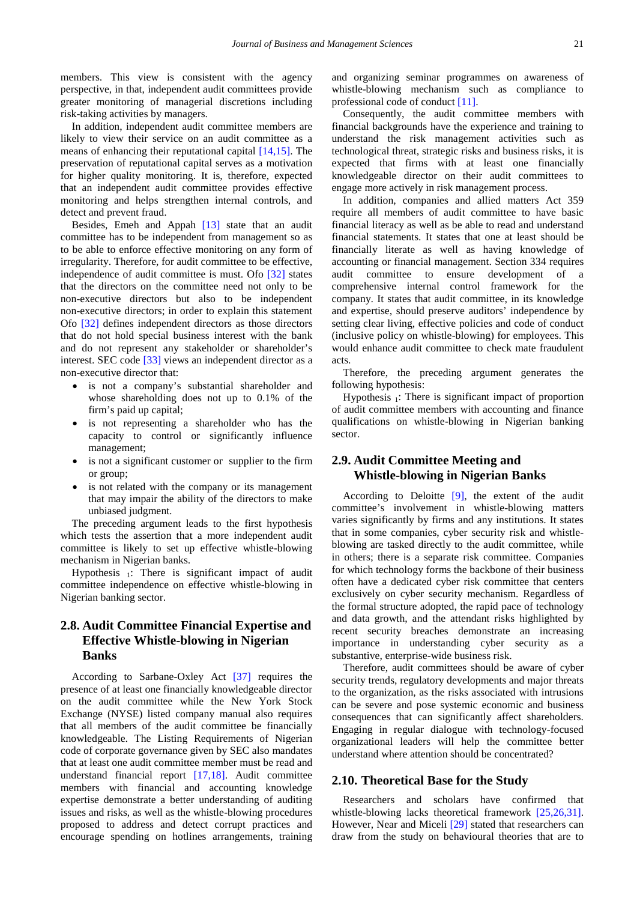members. This view is consistent with the agency perspective, in that, independent audit committees provide greater monitoring of managerial discretions including risk-taking activities by managers.

In addition, independent audit committee members are likely to view their service on an audit committee as a means of enhancing their reputational capital [14,15]. The preservation of reputational capital serves as a motivation for higher quality monitoring. It is, therefore, expected that an independent audit committee provides effective monitoring and helps strengthen internal controls, and detect and prevent fraud.

Besides, Emeh and Appah [13] state that an audit committee has to be independent from management so as to be able to enforce effective monitoring on any form of irregularity. Therefore, for audit committee to be effective, independence of audit committee is must. Ofo [32] states that the directors on the committee need not only to be non-executive directors but also to be independent non-executive directors; in order to explain this statement Ofo [32] defines independent directors as those directors that do not hold special business interest with the bank and do not represent any stakeholder or shareholder's interest. SEC code [33] views an independent director as a non-executive director that:

- is not a company's substantial shareholder and whose shareholding does not up to 0.1% of the firm's paid up capital;
- is not representing a shareholder who has the capacity to control or significantly influence management;
- is not a significant customer or supplier to the firm or group;
- is not related with the company or its management that may impair the ability of the directors to make unbiased judgment.

The preceding argument leads to the first hypothesis which tests the assertion that a more independent audit committee is likely to set up effective whistle-blowing mechanism in Nigerian banks.

Hypothesis $_1$: There is significant impact of audit committee independence on effective whistle-blowing in Nigerian banking sector.

## 2.8. Audit Committee Financial Expertise and Effective Whistle-blowing in Nigerian Banks

According to Sarbane-Oxley Act [37] requires the presence of at least one financially knowledgeable director on the audit committee while the New York Stock Exchange (NYSE) listed company manual also requires that all members of the audit committee be financially knowledgeable. The Listing Requirements of Nigerian code of corporate governance given by SEC also mandates that at least one audit committee member must be read and understand financial report [17,18]. Audit committee members with financial and accounting knowledge expertise demonstrate a better understanding of auditing issues and risks, as well as the whistle-blowing procedures proposed to address and detect corrupt practices and encourage spending on hotlines arrangements, training and organizing seminar programmes on awareness of whistle-blowing mechanism such as compliance to professional code of conduct [11].

Consequently, the audit committee members with financial backgrounds have the experience and training to understand the risk management activities such as technological threat, strategic risks and business risks, it is expected that firms with at least one financially knowledgeable director on their audit committees to engage more actively in risk management process.

In addition, companies and allied matters Act 359 require all members of audit committee to have basic financial literacy as well as be able to read and understand financial statements. It states that one at least should be financially literate as well as having knowledge of accounting or financial management. Section 334 requires audit committee to ensure development of a comprehensive internal control framework for the company. It states that audit committee, in its knowledge and expertise, should preserve auditors' independence by setting clear living, effective policies and code of conduct (inclusive policy on whistle-blowing) for employees. This would enhance audit committee to check mate fraudulent acts.

Therefore, the preceding argument generates the following hypothesis:

Hypothesis $_1$: There is significant impact of proportion of audit committee members with accounting and finance qualifications on whistle-blowing in Nigerian banking sector.

## 2.9. Audit Committee Meeting and Whistle-blowing in Nigerian Banks

According to Deloitte [9], the extent of the audit committee's involvement in whistle-blowing matters varies significantly by firms and any institutions. It states that in some companies, cyber security risk and whistle-blowing are tasked directly to the audit committee, while in others; there is a separate risk committee. Companies for which technology forms the backbone of their business often have a dedicated cyber risk committee that centers exclusively on cyber security mechanism. Regardless of the formal structure adopted, the rapid pace of technology and data growth, and the attendant risks highlighted by recent security breaches demonstrate an increasing importance in understanding cyber security as a substantive, enterprise-wide business risk.

Therefore, audit committees should be aware of cyber security trends, regulatory developments and major threats to the organization, as the risks associated with intrusions can be severe and pose systemic economic and business consequences that can significantly affect shareholders. Engaging in regular dialogue with technology-focused organizational leaders will help the committee better understand where attention should be concentrated?

## 2.10. Theoretical Base for the Study

Researchers and scholars have confirmed that whistle-blowing lacks theoretical framework [25,26,31]. However, Near and Miceli [29] stated that researchers can draw from the study on behavioural theories that are to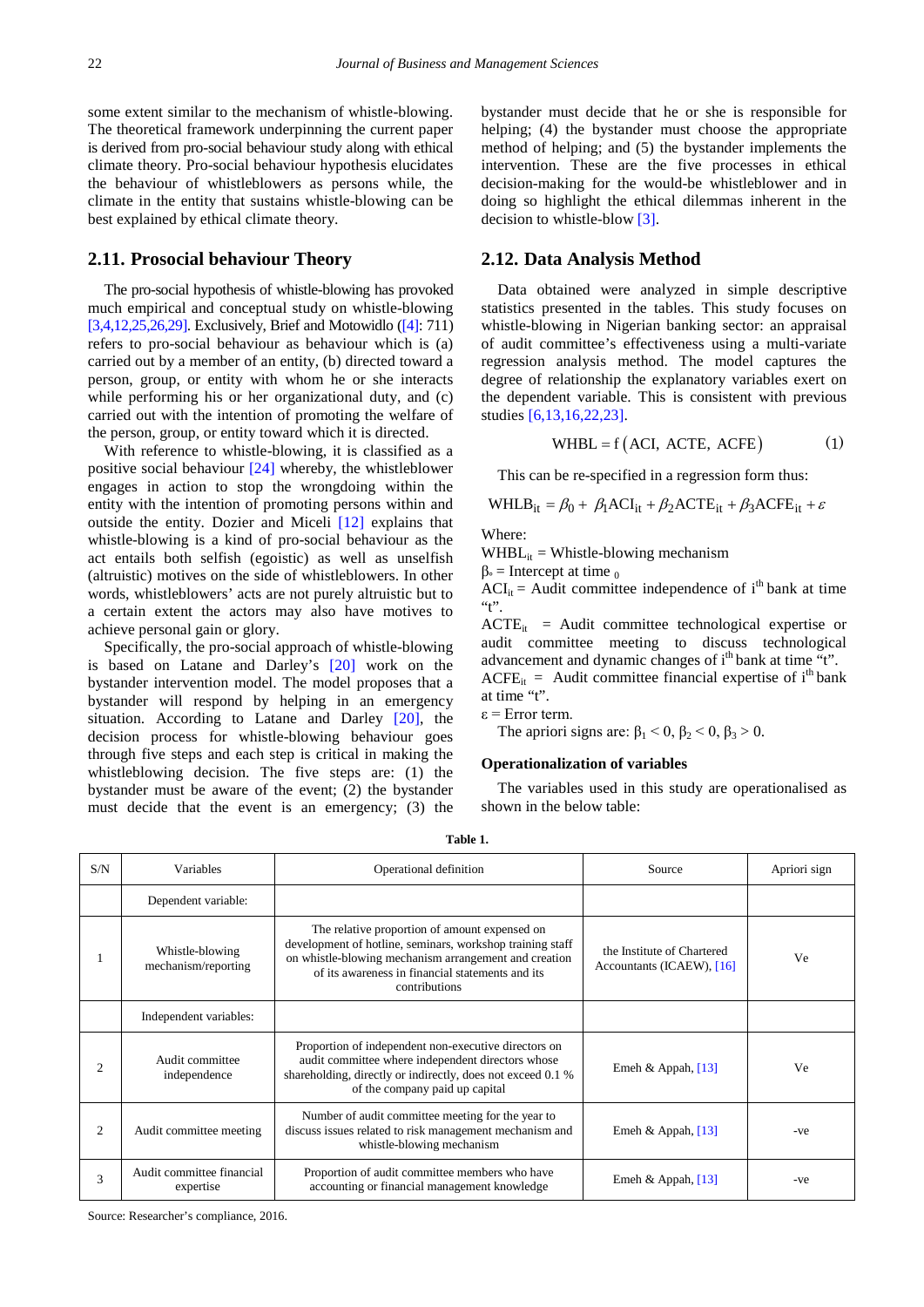some extent similar to the mechanism of whistle-blowing. The theoretical framework underpinning the current paper is derived from pro-social behaviour study along with ethical climate theory. Pro-social behaviour hypothesis elucidates the behaviour of whistleblowers as persons while, the climate in the entity that sustains whistle-blowing can be best explained by ethical climate theory.

## 2.11. Prosocial behaviour Theory

The pro-social hypothesis of whistle-blowing has provoked much empirical and conceptual study on whistle-blowing [3,4,12,25,26,29]. Exclusively, Brief and Motowidlo ([4]: 711) refers to pro-social behaviour as behaviour which is (a) carried out by a member of an entity, (b) directed toward a person, group, or entity with whom he or she interacts while performing his or her organizational duty, and (c) carried out with the intention of promoting the welfare of the person, group, or entity toward which it is directed.

With reference to whistle-blowing, it is classified as a positive social behaviour [24] whereby, the whistleblower engages in action to stop the wrongdoing within the entity with the intention of promoting persons within and outside the entity. Dozier and Miceli [12] explains that whistle-blowing is a kind of pro-social behaviour as the act entails both selfish (egoistic) as well as unselfish (altruistic) motives on the side of whistleblowers. In other words, whistleblowers' acts are not purely altruistic but to a certain extent the actors may also have motives to achieve personal gain or glory.

Specifically, the pro-social approach of whistle-blowing is based on Latane and Darley's [20] work on the bystander intervention model. The model proposes that a bystander will respond by helping in an emergency situation. According to Latane and Darley [20], the decision process for whistle-blowing behaviour goes through five steps and each step is critical in making the whistleblowing decision. The five steps are: (1) the bystander must be aware of the event; (2) the bystander must decide that the event is an emergency; (3) the bystander must decide that he or she is responsible for helping; (4) the bystander must choose the appropriate method of helping; and (5) the bystander implements the intervention. These are the five processes in ethical decision-making for the would-be whistleblower and in doing so highlight the ethical dilemmas inherent in the decision to whistle-blow [3].

## 2.12. Data Analysis Method

Data obtained were analyzed in simple descriptive statistics presented in the tables. This study focuses on whistle-blowing in Nigerian banking sector: an appraisal of audit committee's effectiveness using a multi-variate regression analysis method. The model captures the degree of relationship the explanatory variables exert on the dependent variable. This is consistent with previous studies [6,13,16,22,23].

$$WHBL = f\left(ACI,\ ACTE,\ ACFE\right) \tag{1}$$

This can be re-specified in a regression form thus:

$$WHLB_{it} = \beta_0 + \beta_1 ACI_{it} + \beta_2 ACTE_{it} + \beta_3 ACFE_{it} + \varepsilon$$

Where:

$WHBL_{it}$ = Whistle-blowing mechanism

$\beta_0$ = Intercept at time $_0$

$ACI_{it}$ = Audit committee independence of i$^{th}$ bank at time "t".

$ACTE_{it}$ = Audit committee technological expertise or audit committee meeting to discuss technological advancement and dynamic changes of i$^{th}$ bank at time "t".

$ACFE_{it}$ = Audit committee financial expertise of i$^{th}$ bank at time "t".

$\varepsilon$ = Error term.

The apriori signs are: $\beta_1 < 0$, $\beta_2 < 0$, $\beta_3 > 0$.

**Operationalization of variables**

The variables used in this study are operationalised as shown in the below table:

**Table 1.**

| S/N | Variables | Operational definition | Source | Apriori sign |
|---|---|---|---|---|
| | Dependent variable: | | | |
| 1 | Whistle-blowing mechanism/reporting | The relative proportion of amount expensed on development of hotline, seminars, workshop training staff on whistle-blowing mechanism arrangement and creation of its awareness in financial statements and its contributions | the Institute of Chartered Accountants (ICAEW), [16] | Ve |
| | Independent variables: | | | |
| 2 | Audit committee independence | Proportion of independent non-executive directors on audit committee where independent directors whose shareholding, directly or indirectly, does not exceed 0.1 % of the company paid up capital | Emeh & Appah, [13] | Ve |
| 2 | Audit committee meeting | Number of audit committee meeting for the year to discuss issues related to risk management mechanism and whistle-blowing mechanism | Emeh & Appah, [13] | -ve |
| 3 | Audit committee financial expertise | Proportion of audit committee members who have accounting or financial management knowledge | Emeh & Appah, [13] | -ve |

Source: Researcher's compliance, 2016.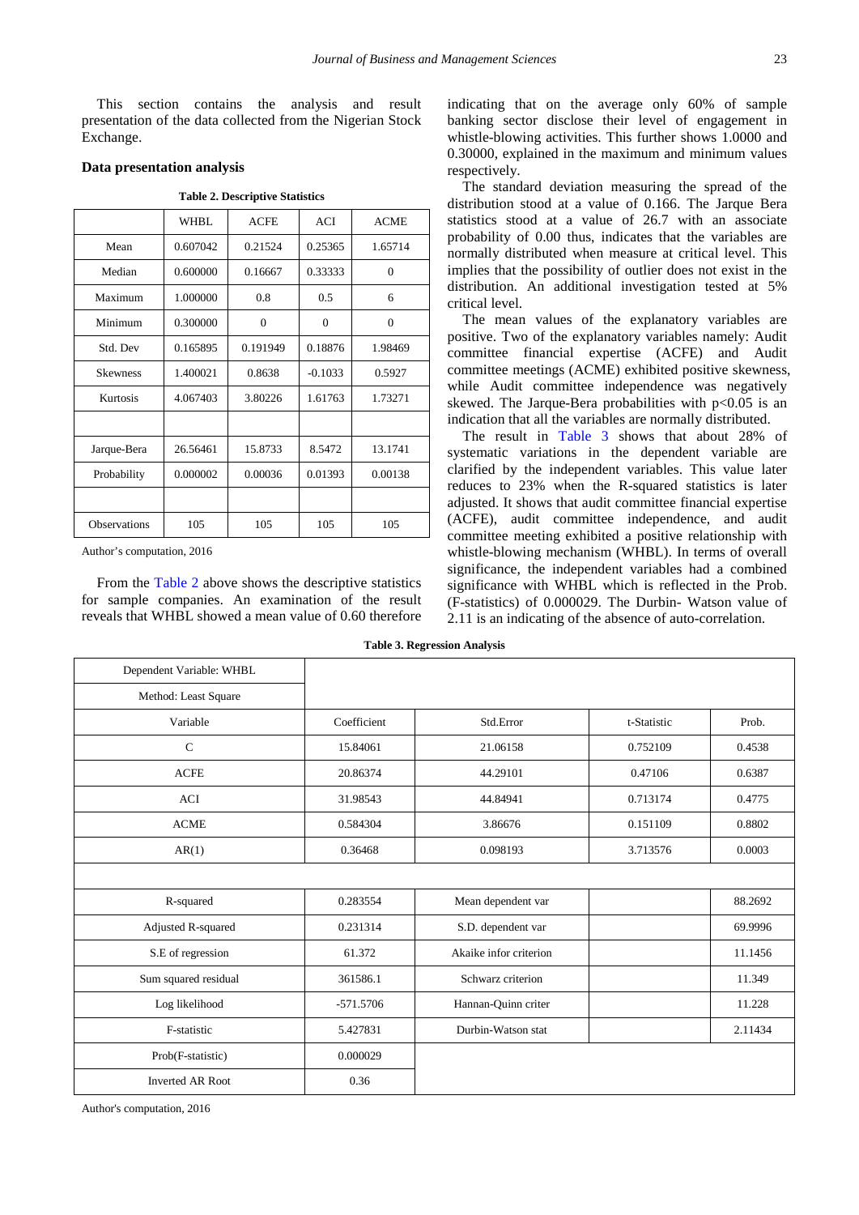This section contains the analysis and result presentation of the data collected from the Nigerian Stock Exchange.

### Data presentation analysis

**Table 2. Descriptive Statistics**

| | WHBL | ACFE | ACI | ACME |
|---|---|---|---|---|
| Mean | 0.607042 | 0.21524 | 0.25365 | 1.65714 |
| Median | 0.600000 | 0.16667 | 0.33333 | 0 |
| Maximum | 1.000000 | 0.8 | 0.5 | 6 |
| Minimum | 0.300000 | 0 | 0 | 0 |
| Std. Dev | 0.165895 | 0.191949 | 0.18876 | 1.98469 |
| Skewness | 1.400021 | 0.8638 | -0.1033 | 0.5927 |
| Kurtosis | 4.067403 | 3.80226 | 1.61763 | 1.73271 |
| | | | | |
| Jarque-Bera | 26.56461 | 15.8733 | 8.5472 | 13.1741 |
| Probability | 0.000002 | 0.00036 | 0.01393 | 0.00138 |
| | | | | |
| Observations | 105 | 105 | 105 | 105 |

Author's computation, 2016

From the Table 2 above shows the descriptive statistics for sample companies. An examination of the result reveals that WHBL showed a mean value of 0.60 therefore indicating that on the average only 60% of sample banking sector disclose their level of engagement in whistle-blowing activities. This further shows 1.0000 and 0.30000, explained in the maximum and minimum values respectively.

The standard deviation measuring the spread of the distribution stood at a value of 0.166. The Jarque Bera statistics stood at a value of 26.7 with an associate probability of 0.00 thus, indicates that the variables are normally distributed when measure at critical level. This implies that the possibility of outlier does not exist in the distribution. An additional investigation tested at 5% critical level.

The mean values of the explanatory variables are positive. Two of the explanatory variables namely: Audit committee financial expertise (ACFE) and Audit committee meetings (ACME) exhibited positive skewness, while Audit committee independence was negatively skewed. The Jarque-Bera probabilities with $p<0.05$ is an indication that all the variables are normally distributed.

The result in Table 3 shows that about 28% of systematic variations in the dependent variable are clarified by the independent variables. This value later reduces to 23% when the R-squared statistics is later adjusted. It shows that audit committee financial expertise (ACFE), audit committee independence, and audit committee meeting exhibited a positive relationship with whistle-blowing mechanism (WHBL). In terms of overall significance, the independent variables had a combined significance with WHBL which is reflected in the Prob. (F-statistics) of 0.000029. The Durbin- Watson value of 2.11 is an indicating of the absence of auto-correlation.

**Table 3. Regression Analysis**

| Dependent Variable: WHBL | | | | |
|---|---|---|---|---|
| Method: Least Square | | | | |
| Variable | Coefficient | Std.Error | t-Statistic | Prob. |
| C | 15.84061 | 21.06158 | 0.752109 | 0.4538 |
| ACFE | 20.86374 | 44.29101 | 0.47106 | 0.6387 |
| ACI | 31.98543 | 44.84941 | 0.713174 | 0.4775 |
| ACME | 0.584304 | 3.86676 | 0.151109 | 0.8802 |
| AR(1) | 0.36468 | 0.098193 | 3.713576 | 0.0003 |
| | | | | |
| R-squared | 0.283554 | Mean dependent var | | 88.2692 |
| Adjusted R-squared | 0.231314 | S.D. dependent var | | 69.9996 |
| S.E of regression | 61.372 | Akaike infor criterion | | 11.1456 |
| Sum squared residual | 361586.1 | Schwarz criterion | | 11.349 |
| Log likelihood | -571.5706 | Hannan-Quinn criter | | 11.228 |
| F-statistic | 5.427831 | Durbin-Watson stat | | 2.11434 |
| Prob(F-statistic) | 0.000029 | | | |
| Inverted AR Root | 0.36 | | | |

Author's computation, 2016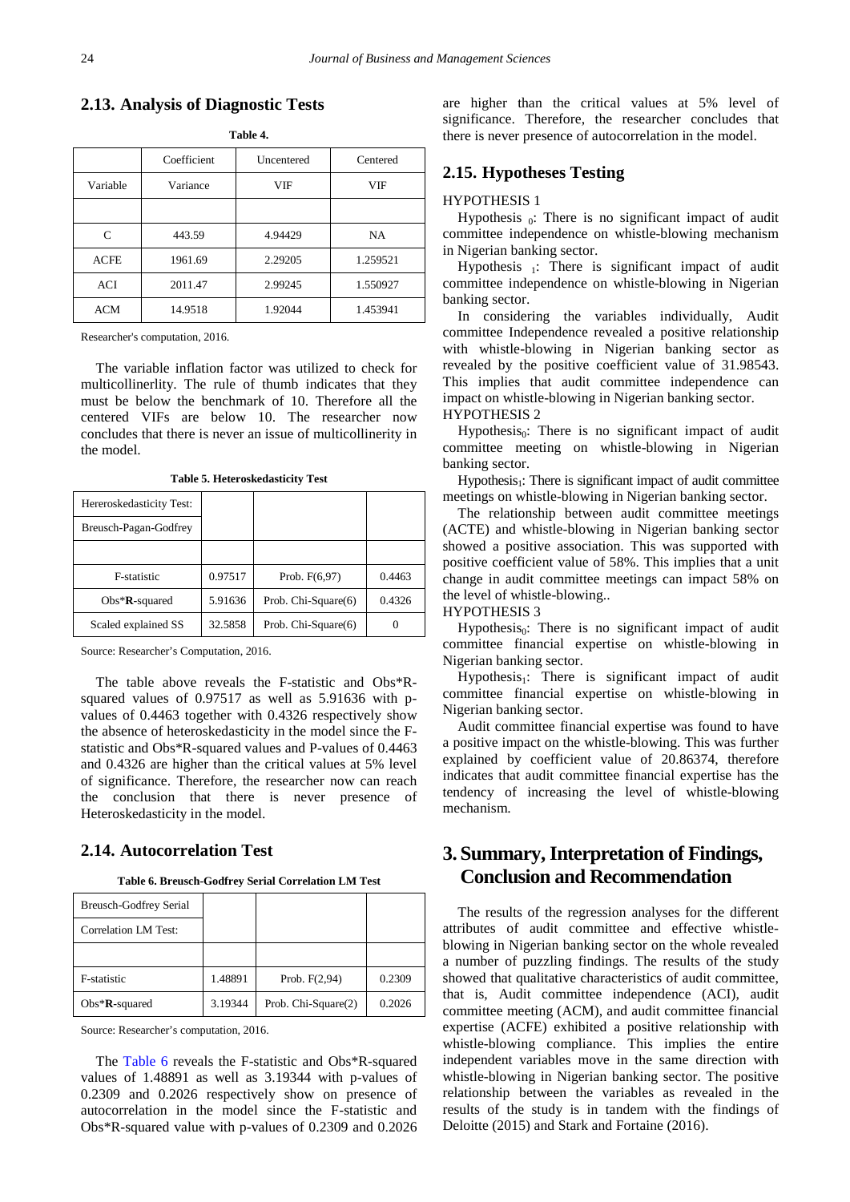## 2.13. Analysis of Diagnostic Tests

**Table 4.**

| | Coefficient | Uncentered | Centered |
|---|---|---|---|
| Variable | Variance | VIF | VIF |
| | | | |
| C | 443.59 | 4.94429 | NA |
| ACFE | 1961.69 | 2.29205 | 1.259521 |
| ACI | 2011.47 | 2.99245 | 1.550927 |
| ACM | 14.9518 | 1.92044 | 1.453941 |

Researcher's computation, 2016.

The variable inflation factor was utilized to check for multicollinerlity. The rule of thumb indicates that they must be below the benchmark of 10. Therefore all the centered VIFs are below 10. The researcher now concludes that there is never an issue of multicollinearity in the model.

**Table 5. Heteroskedasticity Test**

| Hereroskedasticity Test: | | | |
|---|---|---|---|
| Breusch-Pagan-Godfrey | | | |
| | | | |
| F-statistic | 0.97517 | Prob. F(6,97) | 0.4463 |
| Obs\***R**-squared | 5.91636 | Prob. Chi-Square(6) | 0.4326 |
| Scaled explained SS | 32.5858 | Prob. Chi-Square(6) | 0 |

Source: Researcher's Computation, 2016.

The table above reveals the F-statistic and Obs*R-squared values of 0.97517 as well as 5.91636 with p-values of 0.4463 together with 0.4326 respectively show the absence of heteroskedasticity in the model since the F-statistic and Obs*R-squared values and P-values of 0.4463 and 0.4326 are higher than the critical values at 5% level of significance. Therefore, the researcher now can reach the conclusion that there is never presence of Heteroskedasticity in the model.

## 2.14. Autocorrelation Test

**Table 6. Breusch-Godfrey Serial Correlation LM Test**

| Breusch-Godfrey Serial | | | |
|---|---|---|---|
| Correlation LM Test: | | | |
| | | | |
| F-statistic | 1.48891 | Prob. F(2,94) | 0.2309 |
| Obs\***R**-squared | 3.19344 | Prob. Chi-Square(2) | 0.2026 |

Source: Researcher's computation, 2016.

The Table 6 reveals the F-statistic and Obs*R-squared values of 1.48891 as well as 3.19344 with p-values of 0.2309 and 0.2026 respectively show on presence of autocorrelation in the model since the F-statistic and Obs*R-squared value with p-values of 0.2309 and 0.2026 are higher than the critical values at 5% level of significance. Therefore, the researcher concludes that there is never presence of autocorrelation in the model.

## 2.15. Hypotheses Testing

HYPOTHESIS 1

Hypothesis $_0$: There is no significant impact of audit committee independence on whistle-blowing mechanism in Nigerian banking sector.

Hypothesis $_1$: There is significant impact of audit committee independence on whistle-blowing in Nigerian banking sector.

In considering the variables individually, Audit committee Independence revealed a positive relationship with whistle-blowing in Nigerian banking sector as revealed by the positive coefficient value of 31.98543. This implies that audit committee independence can impact on whistle-blowing in Nigerian banking sector.

HYPOTHESIS 2

Hypothesis$_0$: There is no significant impact of audit committee meeting on whistle-blowing in Nigerian banking sector.

Hypothesis$_1$: There is significant impact of audit committee meetings on whistle-blowing in Nigerian banking sector.

The relationship between audit committee meetings (ACTE) and whistle-blowing in Nigerian banking sector showed a positive association. This was supported with positive coefficient value of 58%. This implies that a unit change in audit committee meetings can impact 58% on the level of whistle-blowing..

HYPOTHESIS 3

Hypothesis$_0$: There is no significant impact of audit committee financial expertise on whistle-blowing in Nigerian banking sector.

Hypothesis$_1$: There is significant impact of audit committee financial expertise on whistle-blowing in Nigerian banking sector.

Audit committee financial expertise was found to have a positive impact on the whistle-blowing. This was further explained by coefficient value of 20.86374, therefore indicates that audit committee financial expertise has the tendency of increasing the level of whistle-blowing mechanism.

# 3. Summary, Interpretation of Findings, Conclusion and Recommendation

The results of the regression analyses for the different attributes of audit committee and effective whistle-blowing in Nigerian banking sector on the whole revealed a number of puzzling findings. The results of the study showed that qualitative characteristics of audit committee, that is, Audit committee independence (ACI), audit committee meeting (ACM), and audit committee financial expertise (ACFE) exhibited a positive relationship with whistle-blowing compliance. This implies the entire independent variables move in the same direction with whistle-blowing in Nigerian banking sector. The positive relationship between the variables as revealed in the results of the study is in tandem with the findings of Deloitte (2015) and Stark and Fortaine (2016).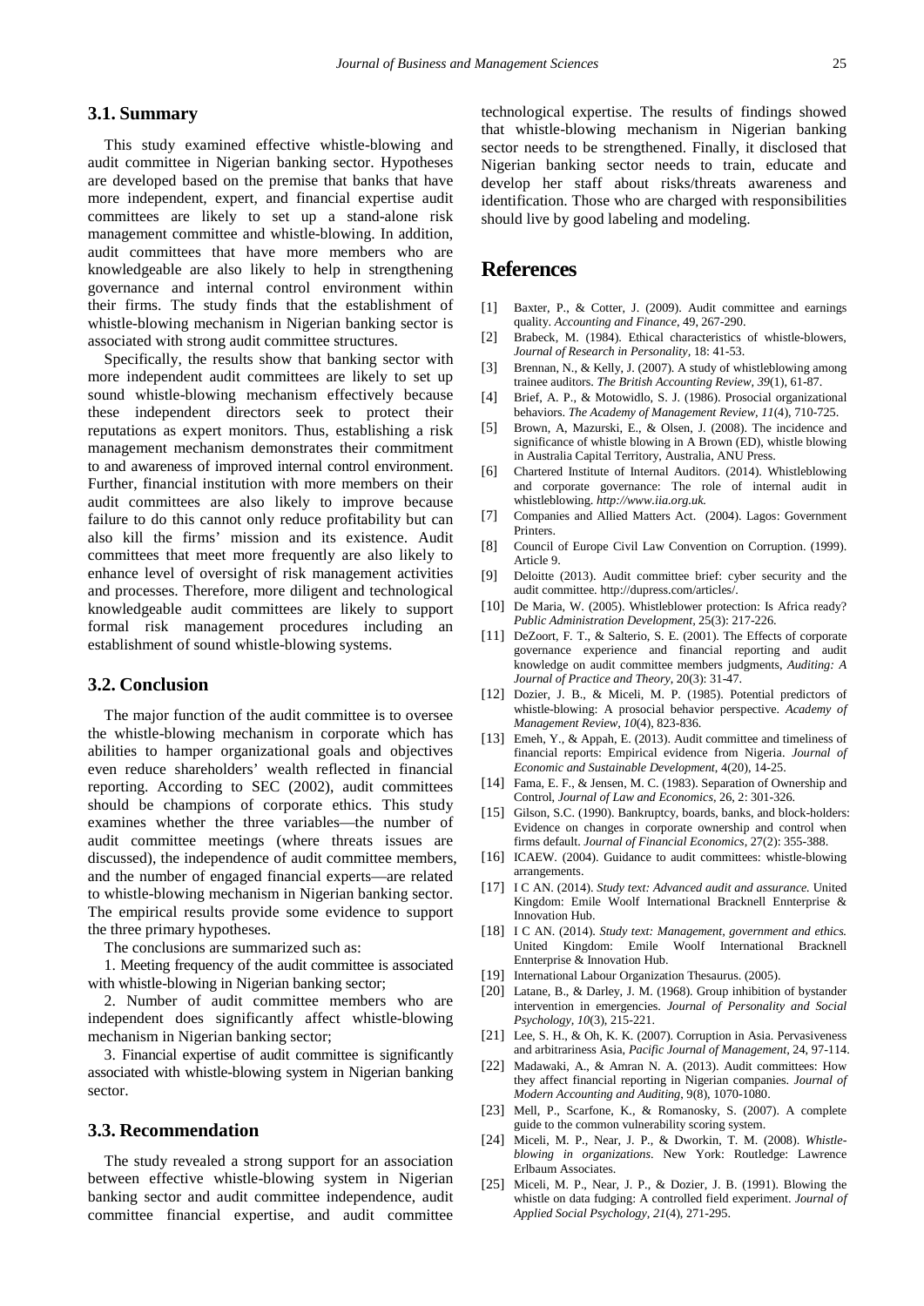### 3.1. Summary

This study examined effective whistle-blowing and audit committee in Nigerian banking sector. Hypotheses are developed based on the premise that banks that have more independent, expert, and financial expertise audit committees are likely to set up a stand-alone risk management committee and whistle-blowing. In addition, audit committees that have more members who are knowledgeable are also likely to help in strengthening governance and internal control environment within their firms. The study finds that the establishment of whistle-blowing mechanism in Nigerian banking sector is associated with strong audit committee structures.

Specifically, the results show that banking sector with more independent audit committees are likely to set up sound whistle-blowing mechanism effectively because these independent directors seek to protect their reputations as expert monitors. Thus, establishing a risk management mechanism demonstrates their commitment to and awareness of improved internal control environment. Further, financial institution with more members on their audit committees are also likely to improve because failure to do this cannot only reduce profitability but can also kill the firms' mission and its existence. Audit committees that meet more frequently are also likely to enhance level of oversight of risk management activities and processes. Therefore, more diligent and technological knowledgeable audit committees are likely to support formal risk management procedures including an establishment of sound whistle-blowing systems.

### 3.2. Conclusion

The major function of the audit committee is to oversee the whistle-blowing mechanism in corporate which has abilities to hamper organizational goals and objectives even reduce shareholders' wealth reflected in financial reporting. According to SEC (2002), audit committees should be champions of corporate ethics. This study examines whether the three variables—the number of audit committee meetings (where threats issues are discussed), the independence of audit committee members, and the number of engaged financial experts—are related to whistle-blowing mechanism in Nigerian banking sector. The empirical results provide some evidence to support the three primary hypotheses.

The conclusions are summarized such as:

1. Meeting frequency of the audit committee is associated with whistle-blowing in Nigerian banking sector;

2. Number of audit committee members who are independent does significantly affect whistle-blowing mechanism in Nigerian banking sector;

3. Financial expertise of audit committee is significantly associated with whistle-blowing system in Nigerian banking sector.

### 3.3. Recommendation

The study revealed a strong support for an association between effective whistle-blowing system in Nigerian banking sector and audit committee independence, audit committee financial expertise, and audit committee technological expertise. The results of findings showed that whistle-blowing mechanism in Nigerian banking sector needs to be strengthened. Finally, it disclosed that Nigerian banking sector needs to train, educate and develop her staff about risks/threats awareness and identification. Those who are charged with responsibilities should live by good labeling and modeling.

## References

[1] Baxter, P., & Cotter, J. (2009). Audit committee and earnings quality. *Accounting and Finance*, 49, 267-290.

[2] Brabeck, M. (1984). Ethical characteristics of whistle-blowers, *Journal of Research in Personality*, 18: 41-53.

[3] Brennan, N., & Kelly, J. (2007). A study of whistleblowing among trainee auditors. *The British Accounting Review*, *39*(1), 61-87.

[4] Brief, A. P., & Motowidlo, S. J. (1986). Prosocial organizational behaviors. *The Academy of Management Review*, *11*(4), 710-725.

[5] Brown, A, Mazurski, E., & Olsen, J. (2008). The incidence and significance of whistle blowing in A Brown (ED), whistle blowing in Australia Capital Territory, Australia, ANU Press.

[6] Chartered Institute of Internal Auditors. (2014). Whistleblowing and corporate governance: The role of internal audit in whistleblowing. *http://www.iia.org.uk.*

[7] Companies and Allied Matters Act. (2004). Lagos: Government Printers.

[8] Council of Europe Civil Law Convention on Corruption. (1999). Article 9.

[9] Deloitte (2013). Audit committee brief: cyber security and the audit committee. http://dupress.com/articles/.

[10] De Maria, W. (2005). Whistleblower protection: Is Africa ready? *Public Administration Development*, 25(3): 217-226.

[11] DeZoort, F. T., & Salterio, S. E. (2001). The Effects of corporate governance experience and financial reporting and audit knowledge on audit committee members judgments, *Auditing: A Journal of Practice and Theory*, 20(3): 31-47.

[12] Dozier, J. B., & Miceli, M. P. (1985). Potential predictors of whistle-blowing: A prosocial behavior perspective. *Academy of Management Review*, *10*(4), 823-836.

[13] Emeh, Y., & Appah, E. (2013). Audit committee and timeliness of financial reports: Empirical evidence from Nigeria. *Journal of Economic and Sustainable Development*, 4(20), 14-25.

[14] Fama, E. F., & Jensen, M. C. (1983). Separation of Ownership and Control, *Journal of Law and Economics*, 26, 2: 301-326.

[15] Gilson, S.C. (1990). Bankruptcy, boards, banks, and block-holders: Evidence on changes in corporate ownership and control when firms default. *Journal of Financial Economics*, 27(2): 355-388.

[16] ICAEW. (2004). Guidance to audit committees: whistle-blowing arrangements.

[17] I C AN. (2014). *Study text: Advanced audit and assurance.* United Kingdom: Emile Woolf International Bracknell Ennterprise & Innovation Hub.

[18] I C AN. (2014). *Study text: Management, government and ethics.* United Kingdom: Emile Woolf International Bracknell Ennterprise & Innovation Hub.

[19] International Labour Organization Thesaurus. (2005).

[20] Latane, B., & Darley, J. M. (1968). Group inhibition of bystander intervention in emergencies. *Journal of Personality and Social Psychology*, *10*(3), 215-221.

[21] Lee, S. H., & Oh, K. K. (2007). Corruption in Asia. Pervasiveness and arbitrariness Asia, *Pacific Journal of Management*, 24, 97-114.

[22] Madawaki, A., & Amran N. A. (2013). Audit committees: How they affect financial reporting in Nigerian companies. *Journal of Modern Accounting and Auditing*, 9(8), 1070-1080.

[23] Mell, P., Scarfone, K., & Romanosky, S. (2007). A complete guide to the common vulnerability scoring system.

[24] Miceli, M. P., Near, J. P., & Dworkin, T. M. (2008). *Whistle-blowing in organizations*. New York: Routledge: Lawrence Erlbaum Associates.

[25] Miceli, M. P., Near, J. P., & Dozier, J. B. (1991). Blowing the whistle on data fudging: A controlled field experiment. *Journal of Applied Social Psychology*, *21*(4), 271-295.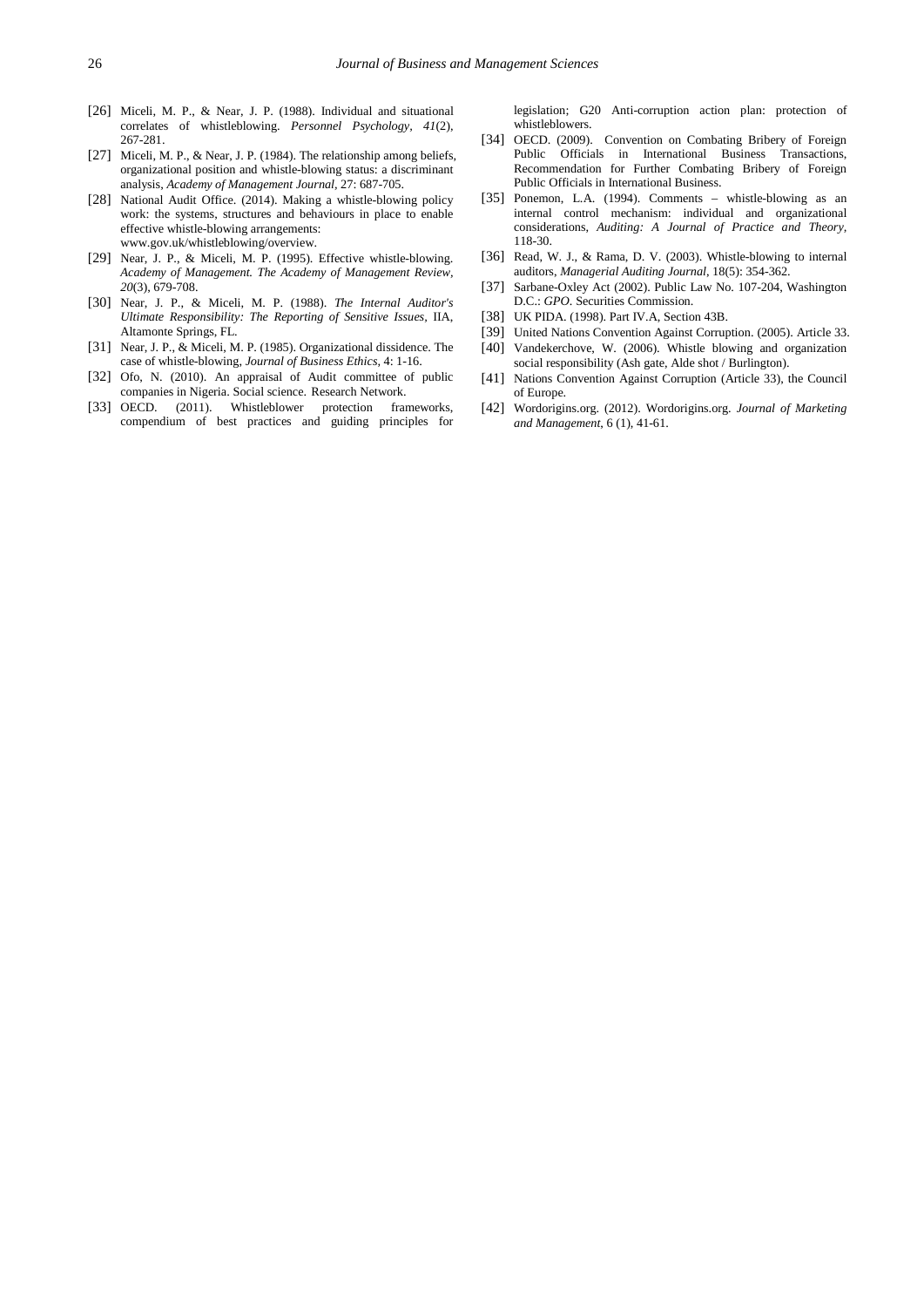[26] Miceli, M. P., & Near, J. P. (1988). Individual and situational correlates of whistleblowing. *Personnel Psychology, 41*(2), 267-281.

[27] Miceli, M. P., & Near, J. P. (1984). The relationship among beliefs, organizational position and whistle-blowing status: a discriminant analysis, *Academy of Management Journal*, 27: 687-705.

[28] National Audit Office. (2014). Making a whistle-blowing policy work: the systems, structures and behaviours in place to enable effective whistle-blowing arrangements: www.gov.uk/whistleblowing/overview.

[29] Near, J. P., & Miceli, M. P. (1995). Effective whistle-blowing. *Academy of Management. The Academy of Management Review, 20*(3), 679-708.

[30] Near, J. P., & Miceli, M. P. (1988). *The Internal Auditor's Ultimate Responsibility: The Reporting of Sensitive Issues*, IIA, Altamonte Springs, FL.

[31] Near, J. P., & Miceli, M. P. (1985). Organizational dissidence. The case of whistle-blowing, *Journal of Business Ethics*, 4: 1-16.

[32] Ofo, N. (2010). An appraisal of Audit committee of public companies in Nigeria. Social science. Research Network.

[33] OECD. (2011). Whistleblower protection frameworks, compendium of best practices and guiding principles for legislation; G20 Anti-corruption action plan: protection of whistleblowers.

[34] OECD. (2009). Convention on Combating Bribery of Foreign Public Officials in International Business Transactions, Recommendation for Further Combating Bribery of Foreign Public Officials in International Business.

[35] Ponemon, L.A. (1994). Comments – whistle-blowing as an internal control mechanism: individual and organizational considerations, *Auditing: A Journal of Practice and Theory*, 118-30.

[36] Read, W. J., & Rama, D. V. (2003). Whistle-blowing to internal auditors, *Managerial Auditing Journal*, 18(5): 354-362.

[37] Sarbane-Oxley Act (2002). Public Law No. 107-204, Washington D.C.: *GPO*. Securities Commission.

[38] UK PIDA. (1998). Part IV.A, Section 43B.

[39] United Nations Convention Against Corruption. (2005). Article 33.

[40] Vandekerchove, W. (2006). Whistle blowing and organization social responsibility (Ash gate, Alde shot / Burlington).

[41] Nations Convention Against Corruption (Article 33), the Council of Europe.

[42] Wordorigins.org. (2012). Wordorigins.org. *Journal of Marketing and Management*, 6 (1), 41-61.